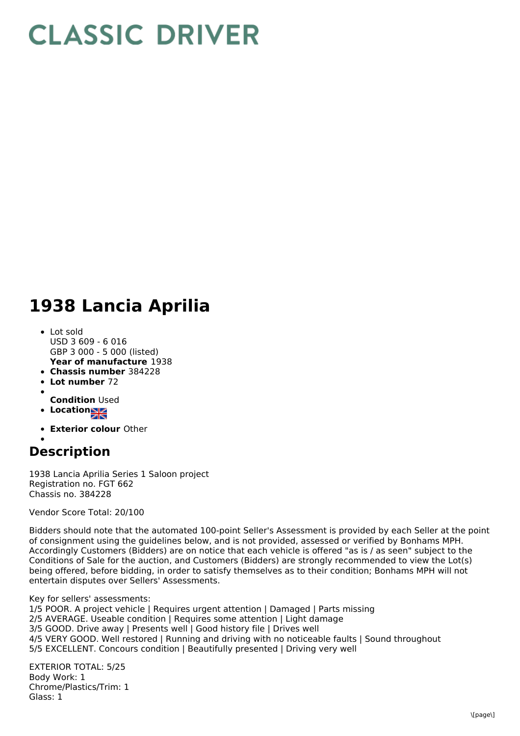# CLASSIC DRIVER

# 1938 Lancia Aprilia

- Lot sold
  USD 3 609 - 6 016
  GBP 3 000 - 5 000 (listed)
  **Year of manufacture** 1938
- **Chassis number** 384228
- **Lot number** 72
- **Condition** Used
- **Location**
- **Exterior colour** Other

## Description

1938 Lancia Aprilia Series 1 Saloon project
Registration no. FGT 662
Chassis no. 384228

Vendor Score Total: 20/100

Bidders should note that the automated 100-point Seller's Assessment is provided by each Seller at the point of consignment using the guidelines below, and is not provided, assessed or verified by Bonhams MPH. Accordingly Customers (Bidders) are on notice that each vehicle is offered "as is / as seen" subject to the Conditions of Sale for the auction, and Customers (Bidders) are strongly recommended to view the Lot(s) being offered, before bidding, in order to satisfy themselves as to their condition; Bonhams MPH will not entertain disputes over Sellers' Assessments.

Key for sellers' assessments:
1/5 POOR. A project vehicle | Requires urgent attention | Damaged | Parts missing
2/5 AVERAGE. Useable condition | Requires some attention | Light damage
3/5 GOOD. Drive away | Presents well | Good history file | Drives well
4/5 VERY GOOD. Well restored | Running and driving with no noticeable faults | Sound throughout
5/5 EXCELLENT. Concours condition | Beautifully presented | Driving very well

EXTERIOR TOTAL: 5/25
Body Work: 1
Chrome/Plastics/Trim: 1
Glass: 1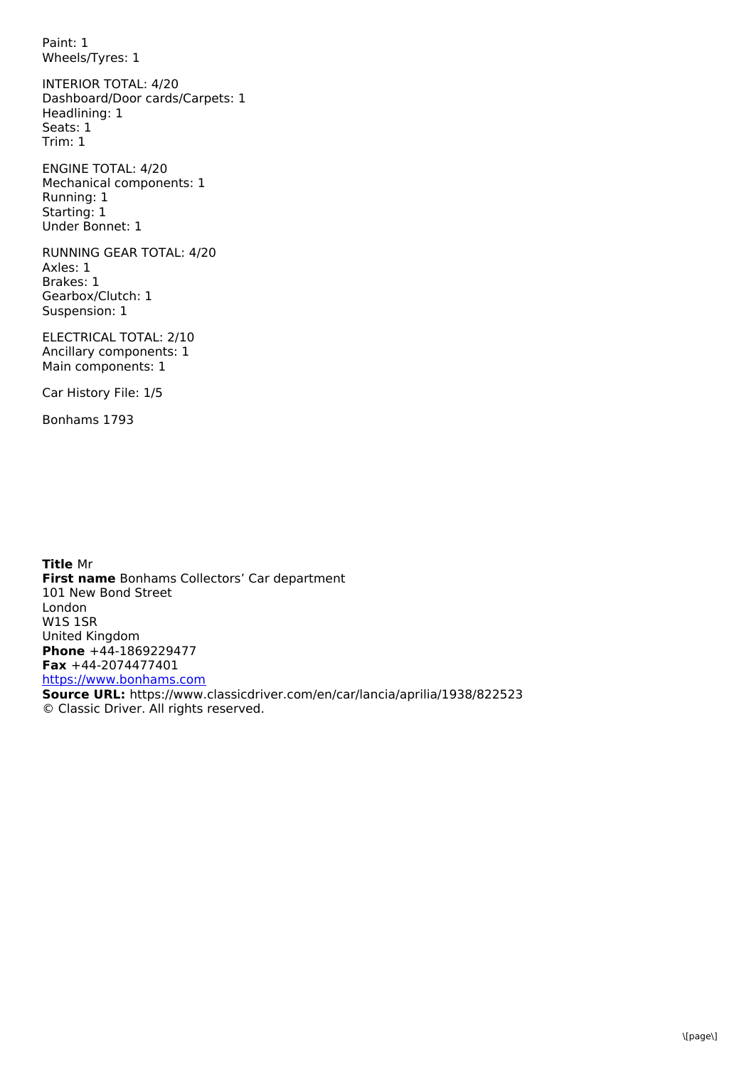Paint: 1
Wheels/Tyres: 1

INTERIOR TOTAL: 4/20
Dashboard/Door cards/Carpets: 1
Headlining: 1
Seats: 1
Trim: 1

ENGINE TOTAL: 4/20
Mechanical components: 1
Running: 1
Starting: 1
Under Bonnet: 1

RUNNING GEAR TOTAL: 4/20
Axles: 1
Brakes: 1
Gearbox/Clutch: 1
Suspension: 1

ELECTRICAL TOTAL: 2/10
Ancillary components: 1
Main components: 1

Car History File: 1/5

Bonhams 1793

**Title** Mr
**First name** Bonhams Collectors' Car department
101 New Bond Street
London
W1S 1SR
United Kingdom
**Phone** +44-1869229477
**Fax** +44-2074477401
https://www.bonhams.com
**Source URL:** https://www.classicdriver.com/en/car/lancia/aprilia/1938/822523
© Classic Driver. All rights reserved.